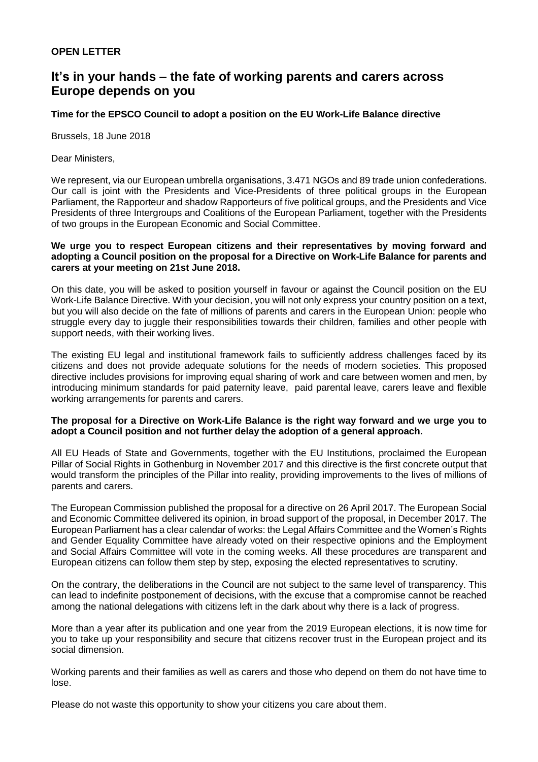**OPEN LETTER**

# It's in your hands – the fate of working parents and carers across Europe depends on you

**Time for the EPSCO Council to adopt a position on the EU Work-Life Balance directive**

Brussels, 18 June 2018

Dear Ministers,

We represent, via our European umbrella organisations, 3.471 NGOs and 89 trade union confederations. Our call is joint with the Presidents and Vice-Presidents of three political groups in the European Parliament, the Rapporteur and shadow Rapporteurs of five political groups, and the Presidents and Vice Presidents of three Intergroups and Coalitions of the European Parliament, together with the Presidents of two groups in the European Economic and Social Committee.

**We urge you to respect European citizens and their representatives by moving forward and adopting a Council position on the proposal for a Directive on Work-Life Balance for parents and carers at your meeting on 21st June 2018.**

On this date, you will be asked to position yourself in favour or against the Council position on the EU Work-Life Balance Directive. With your decision, you will not only express your country position on a text, but you will also decide on the fate of millions of parents and carers in the European Union: people who struggle every day to juggle their responsibilities towards their children, families and other people with support needs, with their working lives.

The existing EU legal and institutional framework fails to sufficiently address challenges faced by its citizens and does not provide adequate solutions for the needs of modern societies. This proposed directive includes provisions for improving equal sharing of work and care between women and men, by introducing minimum standards for paid paternity leave, paid parental leave, carers leave and flexible working arrangements for parents and carers.

**The proposal for a Directive on Work-Life Balance is the right way forward and we urge you to adopt a Council position and not further delay the adoption of a general approach.**

All EU Heads of State and Governments, together with the EU Institutions, proclaimed the European Pillar of Social Rights in Gothenburg in November 2017 and this directive is the first concrete output that would transform the principles of the Pillar into reality, providing improvements to the lives of millions of parents and carers.

The European Commission published the proposal for a directive on 26 April 2017. The European Social and Economic Committee delivered its opinion, in broad support of the proposal, in December 2017. The European Parliament has a clear calendar of works: the Legal Affairs Committee and the Women's Rights and Gender Equality Committee have already voted on their respective opinions and the Employment and Social Affairs Committee will vote in the coming weeks. All these procedures are transparent and European citizens can follow them step by step, exposing the elected representatives to scrutiny.

On the contrary, the deliberations in the Council are not subject to the same level of transparency. This can lead to indefinite postponement of decisions, with the excuse that a compromise cannot be reached among the national delegations with citizens left in the dark about why there is a lack of progress.

More than a year after its publication and one year from the 2019 European elections, it is now time for you to take up your responsibility and secure that citizens recover trust in the European project and its social dimension.

Working parents and their families as well as carers and those who depend on them do not have time to lose.

Please do not waste this opportunity to show your citizens you care about them.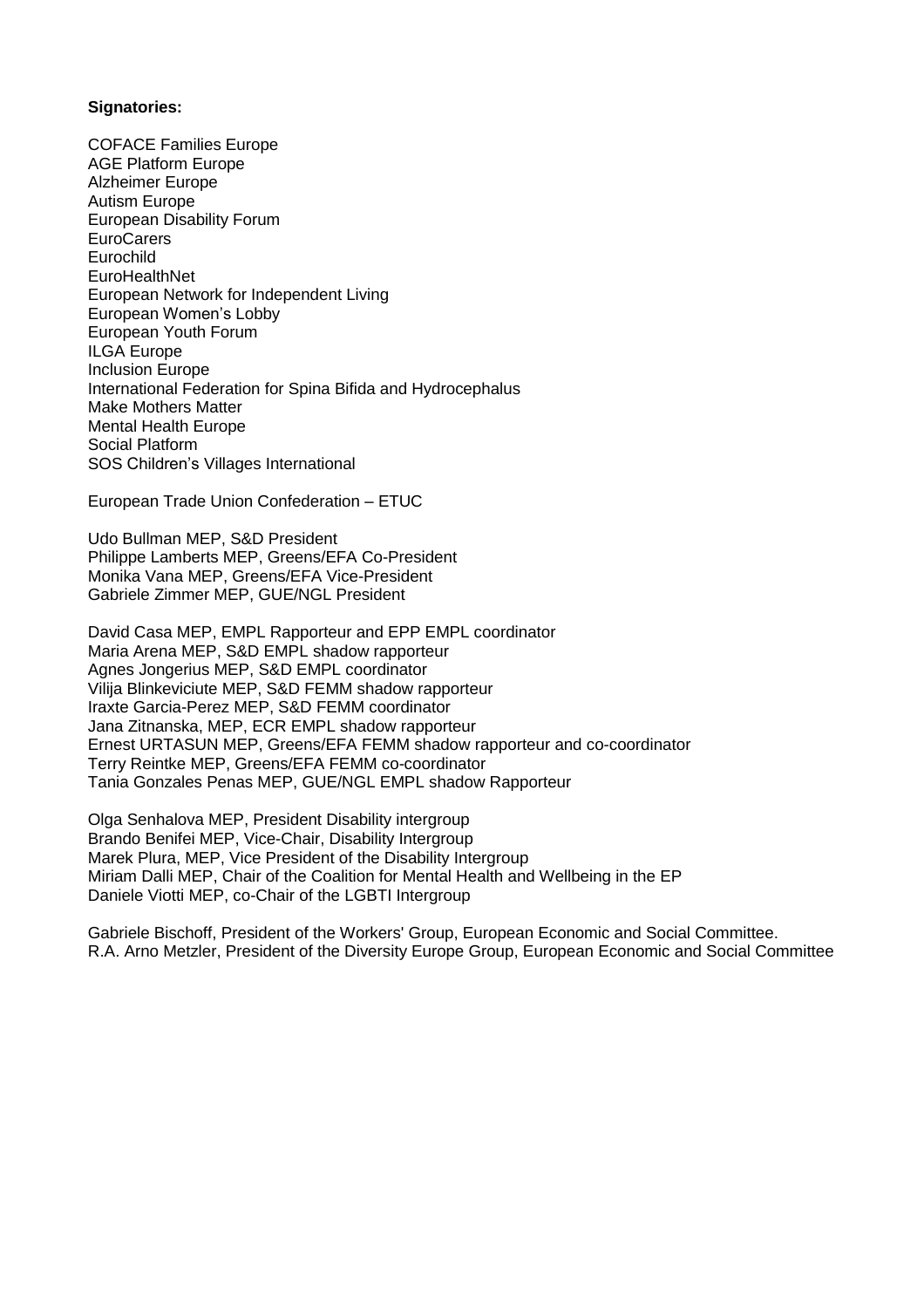**Signatories:**

COFACE Families Europe
AGE Platform Europe
Alzheimer Europe
Autism Europe
European Disability Forum
EuroCarers
Eurochild
EuroHealthNet
European Network for Independent Living
European Women's Lobby
European Youth Forum
ILGA Europe
Inclusion Europe
International Federation for Spina Bifida and Hydrocephalus
Make Mothers Matter
Mental Health Europe
Social Platform
SOS Children's Villages International

European Trade Union Confederation – ETUC

Udo Bullman MEP, S&D President
Philippe Lamberts MEP, Greens/EFA Co-President
Monika Vana MEP, Greens/EFA Vice-President
Gabriele Zimmer MEP, GUE/NGL President

David Casa MEP, EMPL Rapporteur and EPP EMPL coordinator
Maria Arena MEP, S&D EMPL shadow rapporteur
Agnes Jongerius MEP, S&D EMPL coordinator
Vilija Blinkeviciute MEP, S&D FEMM shadow rapporteur
Iraxte Garcia-Perez MEP, S&D FEMM coordinator
Jana Zitnanska, MEP, ECR EMPL shadow rapporteur
Ernest URTASUN MEP, Greens/EFA FEMM shadow rapporteur and co-coordinator
Terry Reintke MEP, Greens/EFA FEMM co-coordinator
Tania Gonzales Penas MEP, GUE/NGL EMPL shadow Rapporteur

Olga Senhalova MEP, President Disability intergroup
Brando Benifei MEP, Vice-Chair, Disability Intergroup
Marek Plura, MEP, Vice President of the Disability Intergroup
Miriam Dalli MEP, Chair of the Coalition for Mental Health and Wellbeing in the EP
Daniele Viotti MEP, co-Chair of the LGBTI Intergroup

Gabriele Bischoff, President of the Workers' Group, European Economic and Social Committee.
R.A. Arno Metzler, President of the Diversity Europe Group, European Economic and Social Committee